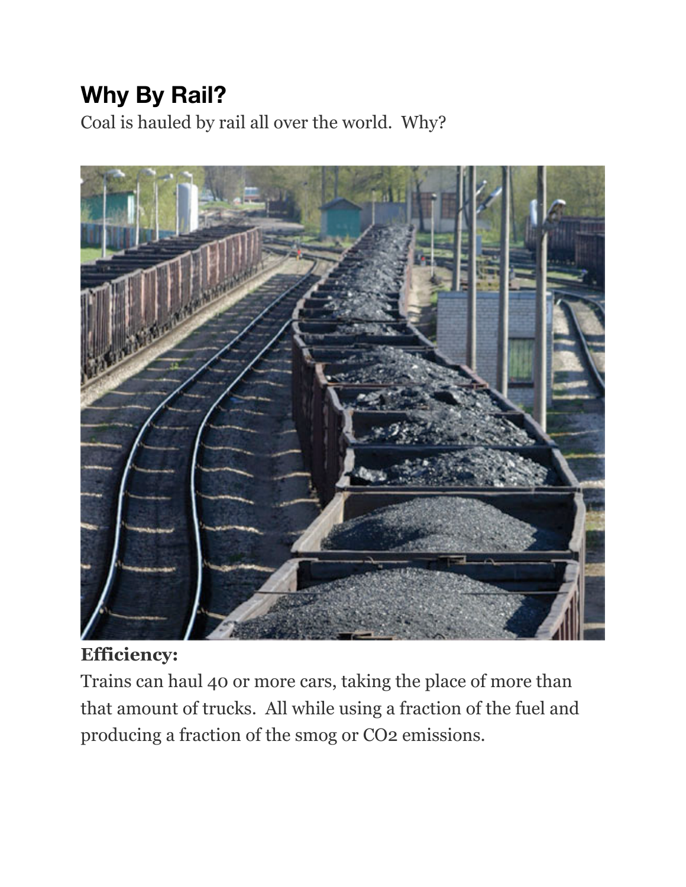## Why By Rail?

Coal is hauled by rail all over the world. Why?

**Efficiency:**

Trains can haul 40 or more cars, taking the place of more than that amount of trucks. All while using a fraction of the fuel and producing a fraction of the smog or $CO_2$ emissions.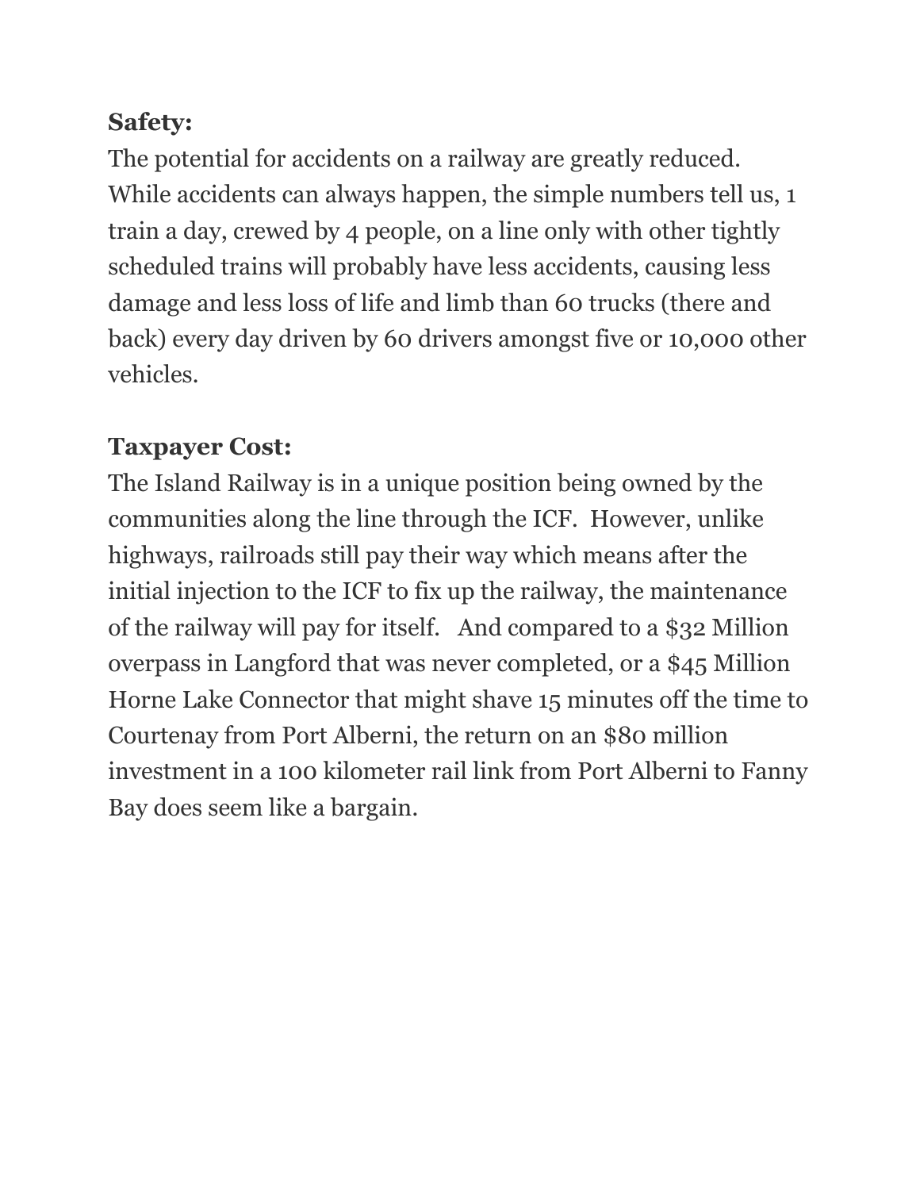**Safety:**
The potential for accidents on a railway are greatly reduced. While accidents can always happen, the simple numbers tell us, 1 train a day, crewed by 4 people, on a line only with other tightly scheduled trains will probably have less accidents, causing less damage and less loss of life and limb than 60 trucks (there and back) every day driven by 60 drivers amongst five or 10,000 other vehicles.

**Taxpayer Cost:**
The Island Railway is in a unique position being owned by the communities along the line through the ICF. However, unlike highways, railroads still pay their way which means after the initial injection to the ICF to fix up the railway, the maintenance of the railway will pay for itself. And compared to a $32 Million overpass in Langford that was never completed, or a $45 Million Horne Lake Connector that might shave 15 minutes off the time to Courtenay from Port Alberni, the return on an $80 million investment in a 100 kilometer rail link from Port Alberni to Fanny Bay does seem like a bargain.